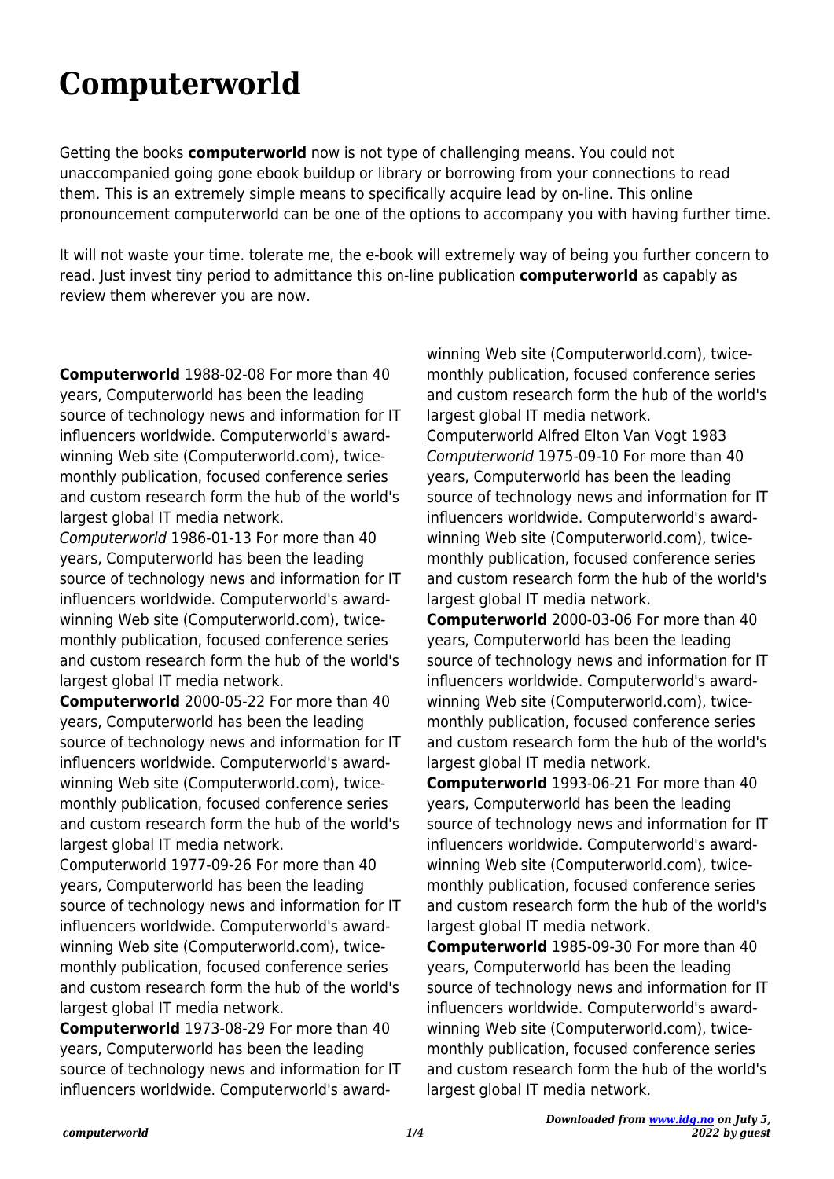# Computerworld

Getting the books **computerworld** now is not type of challenging means. You could not unaccompanied going gone ebook buildup or library or borrowing from your connections to read them. This is an extremely simple means to specifically acquire lead by on-line. This online pronouncement computerworld can be one of the options to accompany you with having further time.

It will not waste your time. tolerate me, the e-book will extremely way of being you further concern to read. Just invest tiny period to admittance this on-line publication **computerworld** as capably as review them wherever you are now.

**Computerworld** 1988-02-08 For more than 40 years, Computerworld has been the leading source of technology news and information for IT influencers worldwide. Computerworld's award-winning Web site (Computerworld.com), twice-monthly publication, focused conference series and custom research form the hub of the world's largest global IT media network.

*Computerworld* 1986-01-13 For more than 40 years, Computerworld has been the leading source of technology news and information for IT influencers worldwide. Computerworld's award-winning Web site (Computerworld.com), twice-monthly publication, focused conference series and custom research form the hub of the world's largest global IT media network.

**Computerworld** 2000-05-22 For more than 40 years, Computerworld has been the leading source of technology news and information for IT influencers worldwide. Computerworld's award-winning Web site (Computerworld.com), twice-monthly publication, focused conference series and custom research form the hub of the world's largest global IT media network.

Computerworld 1977-09-26 For more than 40 years, Computerworld has been the leading source of technology news and information for IT influencers worldwide. Computerworld's award-winning Web site (Computerworld.com), twice-monthly publication, focused conference series and custom research form the hub of the world's largest global IT media network.

**Computerworld** 1973-08-29 For more than 40 years, Computerworld has been the leading source of technology news and information for IT influencers worldwide. Computerworld's award-winning Web site (Computerworld.com), twice-monthly publication, focused conference series and custom research form the hub of the world's largest global IT media network.

Computerworld Alfred Elton Van Vogt 1983

*Computerworld* 1975-09-10 For more than 40 years, Computerworld has been the leading source of technology news and information for IT influencers worldwide. Computerworld's award-winning Web site (Computerworld.com), twice-monthly publication, focused conference series and custom research form the hub of the world's largest global IT media network.

**Computerworld** 2000-03-06 For more than 40 years, Computerworld has been the leading source of technology news and information for IT influencers worldwide. Computerworld's award-winning Web site (Computerworld.com), twice-monthly publication, focused conference series and custom research form the hub of the world's largest global IT media network.

**Computerworld** 1993-06-21 For more than 40 years, Computerworld has been the leading source of technology news and information for IT influencers worldwide. Computerworld's award-winning Web site (Computerworld.com), twice-monthly publication, focused conference series and custom research form the hub of the world's largest global IT media network.

**Computerworld** 1985-09-30 For more than 40 years, Computerworld has been the leading source of technology news and information for IT influencers worldwide. Computerworld's award-winning Web site (Computerworld.com), twice-monthly publication, focused conference series and custom research form the hub of the world's largest global IT media network.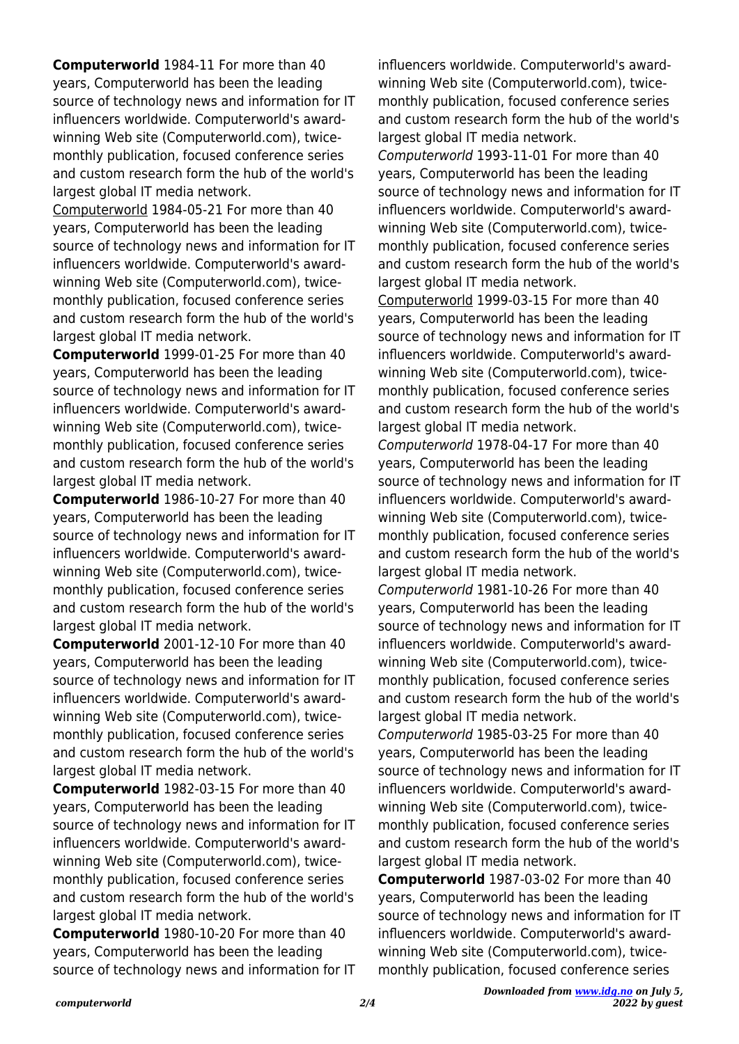**Computerworld** 1984-11 For more than 40 years, Computerworld has been the leading source of technology news and information for IT influencers worldwide. Computerworld's award-winning Web site (Computerworld.com), twice-monthly publication, focused conference series and custom research form the hub of the world's largest global IT media network.

Computerworld 1984-05-21 For more than 40 years, Computerworld has been the leading source of technology news and information for IT influencers worldwide. Computerworld's award-winning Web site (Computerworld.com), twice-monthly publication, focused conference series and custom research form the hub of the world's largest global IT media network.

**Computerworld** 1999-01-25 For more than 40 years, Computerworld has been the leading source of technology news and information for IT influencers worldwide. Computerworld's award-winning Web site (Computerworld.com), twice-monthly publication, focused conference series and custom research form the hub of the world's largest global IT media network.

**Computerworld** 1986-10-27 For more than 40 years, Computerworld has been the leading source of technology news and information for IT influencers worldwide. Computerworld's award-winning Web site (Computerworld.com), twice-monthly publication, focused conference series and custom research form the hub of the world's largest global IT media network.

**Computerworld** 2001-12-10 For more than 40 years, Computerworld has been the leading source of technology news and information for IT influencers worldwide. Computerworld's award-winning Web site (Computerworld.com), twice-monthly publication, focused conference series and custom research form the hub of the world's largest global IT media network.

**Computerworld** 1982-03-15 For more than 40 years, Computerworld has been the leading source of technology news and information for IT influencers worldwide. Computerworld's award-winning Web site (Computerworld.com), twice-monthly publication, focused conference series and custom research form the hub of the world's largest global IT media network.

**Computerworld** 1980-10-20 For more than 40 years, Computerworld has been the leading source of technology news and information for IT influencers worldwide. Computerworld's award-winning Web site (Computerworld.com), twice-monthly publication, focused conference series and custom research form the hub of the world's largest global IT media network.

*Computerworld* 1993-11-01 For more than 40 years, Computerworld has been the leading source of technology news and information for IT influencers worldwide. Computerworld's award-winning Web site (Computerworld.com), twice-monthly publication, focused conference series and custom research form the hub of the world's largest global IT media network.

Computerworld 1999-03-15 For more than 40 years, Computerworld has been the leading source of technology news and information for IT influencers worldwide. Computerworld's award-winning Web site (Computerworld.com), twice-monthly publication, focused conference series and custom research form the hub of the world's largest global IT media network.

*Computerworld* 1978-04-17 For more than 40 years, Computerworld has been the leading source of technology news and information for IT influencers worldwide. Computerworld's award-winning Web site (Computerworld.com), twice-monthly publication, focused conference series and custom research form the hub of the world's largest global IT media network.

*Computerworld* 1981-10-26 For more than 40 years, Computerworld has been the leading source of technology news and information for IT influencers worldwide. Computerworld's award-winning Web site (Computerworld.com), twice-monthly publication, focused conference series and custom research form the hub of the world's largest global IT media network.

*Computerworld* 1985-03-25 For more than 40 years, Computerworld has been the leading source of technology news and information for IT influencers worldwide. Computerworld's award-winning Web site (Computerworld.com), twice-monthly publication, focused conference series and custom research form the hub of the world's largest global IT media network.

**Computerworld** 1987-03-02 For more than 40 years, Computerworld has been the leading source of technology news and information for IT influencers worldwide. Computerworld's award-winning Web site (Computerworld.com), twice-monthly publication, focused conference series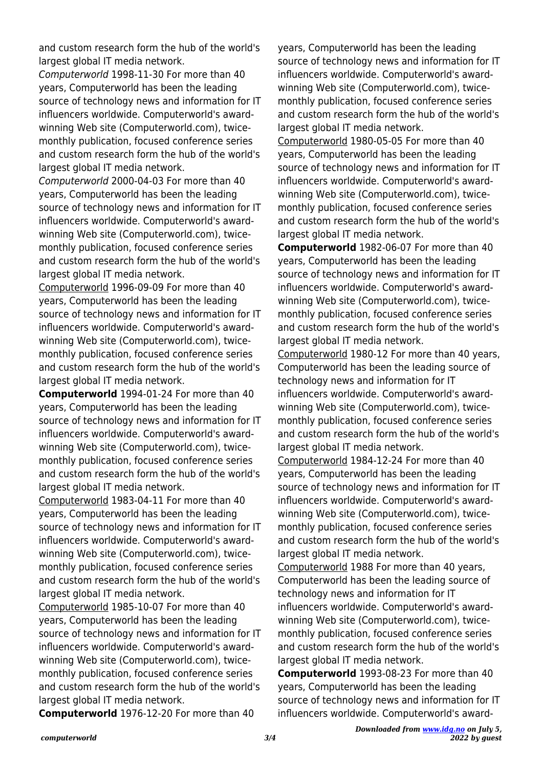and custom research form the hub of the world's largest global IT media network.

*Computerworld* 1998-11-30 For more than 40 years, Computerworld has been the leading source of technology news and information for IT influencers worldwide. Computerworld's award-winning Web site (Computerworld.com), twice-monthly publication, focused conference series and custom research form the hub of the world's largest global IT media network.

*Computerworld* 2000-04-03 For more than 40 years, Computerworld has been the leading source of technology news and information for IT influencers worldwide. Computerworld's award-winning Web site (Computerworld.com), twice-monthly publication, focused conference series and custom research form the hub of the world's largest global IT media network.

Computerworld 1996-09-09 For more than 40 years, Computerworld has been the leading source of technology news and information for IT influencers worldwide. Computerworld's award-winning Web site (Computerworld.com), twice-monthly publication, focused conference series and custom research form the hub of the world's largest global IT media network.

**Computerworld** 1994-01-24 For more than 40 years, Computerworld has been the leading source of technology news and information for IT influencers worldwide. Computerworld's award-winning Web site (Computerworld.com), twice-monthly publication, focused conference series and custom research form the hub of the world's largest global IT media network.

Computerworld 1983-04-11 For more than 40 years, Computerworld has been the leading source of technology news and information for IT influencers worldwide. Computerworld's award-winning Web site (Computerworld.com), twice-monthly publication, focused conference series and custom research form the hub of the world's largest global IT media network.

Computerworld 1985-10-07 For more than 40 years, Computerworld has been the leading source of technology news and information for IT influencers worldwide. Computerworld's award-winning Web site (Computerworld.com), twice-monthly publication, focused conference series and custom research form the hub of the world's largest global IT media network.

**Computerworld** 1976-12-20 For more than 40 years, Computerworld has been the leading source of technology news and information for IT influencers worldwide. Computerworld's award-winning Web site (Computerworld.com), twice-monthly publication, focused conference series and custom research form the hub of the world's largest global IT media network.

Computerworld 1980-05-05 For more than 40 years, Computerworld has been the leading source of technology news and information for IT influencers worldwide. Computerworld's award-winning Web site (Computerworld.com), twice-monthly publication, focused conference series and custom research form the hub of the world's largest global IT media network.

**Computerworld** 1982-06-07 For more than 40 years, Computerworld has been the leading source of technology news and information for IT influencers worldwide. Computerworld's award-winning Web site (Computerworld.com), twice-monthly publication, focused conference series and custom research form the hub of the world's largest global IT media network.

Computerworld 1980-12 For more than 40 years, Computerworld has been the leading source of technology news and information for IT influencers worldwide. Computerworld's award-winning Web site (Computerworld.com), twice-monthly publication, focused conference series and custom research form the hub of the world's largest global IT media network.

Computerworld 1984-12-24 For more than 40 years, Computerworld has been the leading source of technology news and information for IT influencers worldwide. Computerworld's award-winning Web site (Computerworld.com), twice-monthly publication, focused conference series and custom research form the hub of the world's largest global IT media network.

Computerworld 1988 For more than 40 years, Computerworld has been the leading source of technology news and information for IT influencers worldwide. Computerworld's award-winning Web site (Computerworld.com), twice-monthly publication, focused conference series and custom research form the hub of the world's largest global IT media network.

**Computerworld** 1993-08-23 For more than 40 years, Computerworld has been the leading source of technology news and information for IT influencers worldwide. Computerworld's award-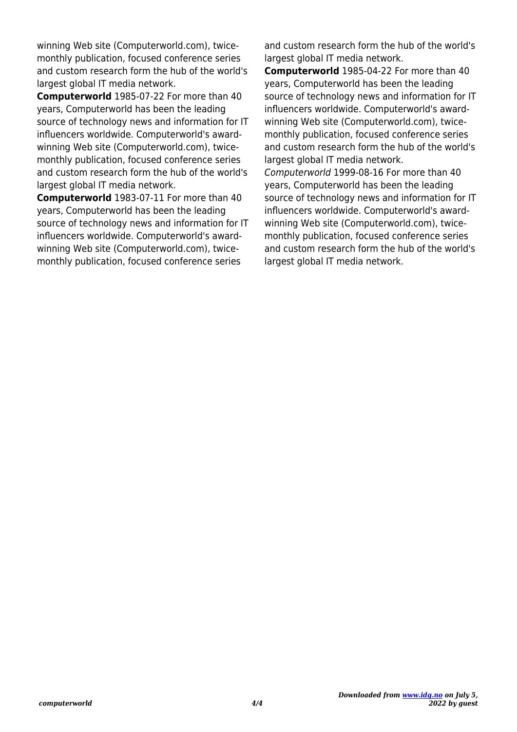winning Web site (Computerworld.com), twice-monthly publication, focused conference series and custom research form the hub of the world's largest global IT media network.

**Computerworld** 1985-07-22 For more than 40 years, Computerworld has been the leading source of technology news and information for IT influencers worldwide. Computerworld's award-winning Web site (Computerworld.com), twice-monthly publication, focused conference series and custom research form the hub of the world's largest global IT media network.

**Computerworld** 1983-07-11 For more than 40 years, Computerworld has been the leading source of technology news and information for IT influencers worldwide. Computerworld's award-winning Web site (Computerworld.com), twice-monthly publication, focused conference series and custom research form the hub of the world's largest global IT media network.

**Computerworld** 1985-04-22 For more than 40 years, Computerworld has been the leading source of technology news and information for IT influencers worldwide. Computerworld's award-winning Web site (Computerworld.com), twice-monthly publication, focused conference series and custom research form the hub of the world's largest global IT media network.

*Computerworld* 1999-08-16 For more than 40 years, Computerworld has been the leading source of technology news and information for IT influencers worldwide. Computerworld's award-winning Web site (Computerworld.com), twice-monthly publication, focused conference series and custom research form the hub of the world's largest global IT media network.